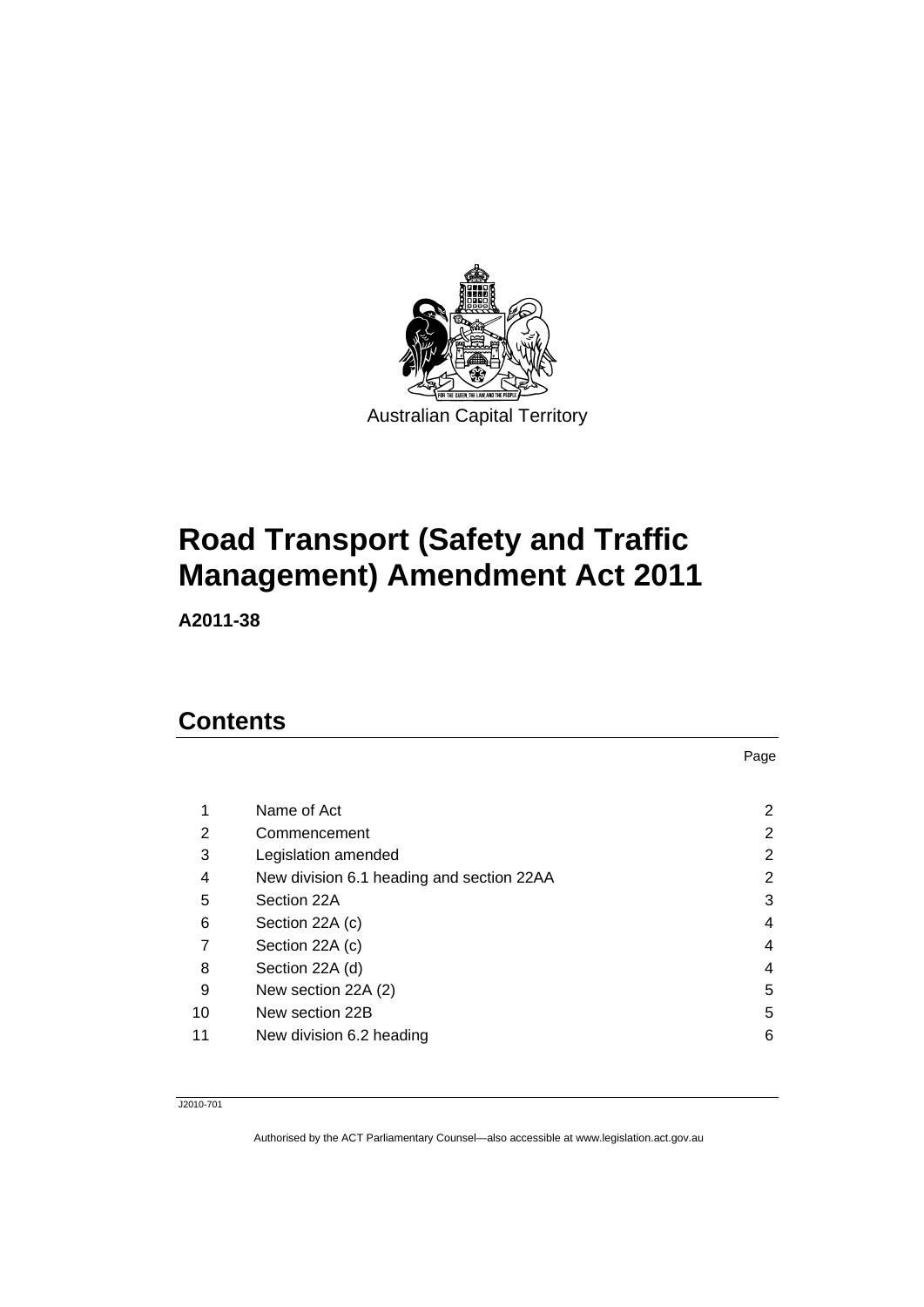Australian Capital Territory

# Road Transport (Safety and Traffic Management) Amendment Act 2011

**A2011-38**

## Contents

| | | Page |
|---|---|---|
| 1 | Name of Act | 2 |
| 2 | Commencement | 2 |
| 3 | Legislation amended | 2 |
| 4 | New division 6.1 heading and section 22AA | 2 |
| 5 | Section 22A | 3 |
| 6 | Section 22A (c) | 4 |
| 7 | Section 22A (c) | 4 |
| 8 | Section 22A (d) | 4 |
| 9 | New section 22A (2) | 5 |
| 10 | New section 22B | 5 |
| 11 | New division 6.2 heading | 6 |

J2010-701

Authorised by the ACT Parliamentary Counsel—also accessible at www.legislation.act.gov.au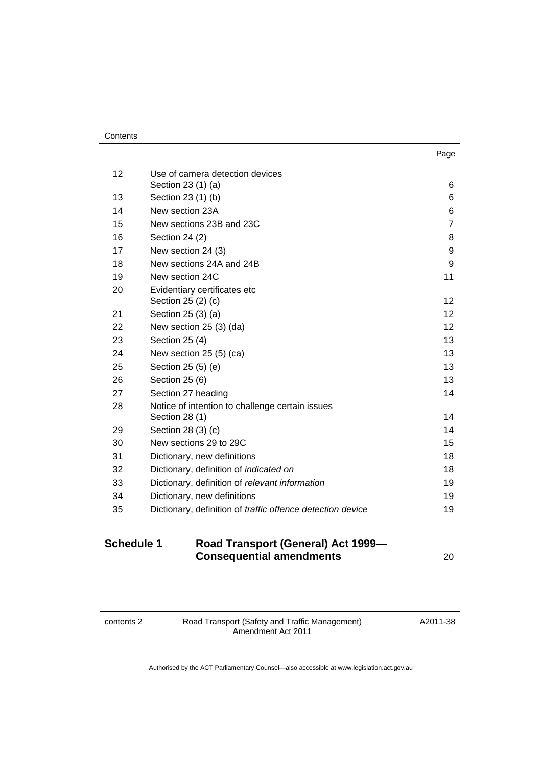| | | Page |
|---|---|---|
| 12 | Use of camera detection devices<br>Section 23 (1) (a) | 6 |
| 13 | Section 23 (1) (b) | 6 |
| 14 | New section 23A | 6 |
| 15 | New sections 23B and 23C | 7 |
| 16 | Section 24 (2) | 8 |
| 17 | New section 24 (3) | 9 |
| 18 | New sections 24A and 24B | 9 |
| 19 | New section 24C | 11 |
| 20 | Evidentiary certificates etc<br>Section 25 (2) (c) | 12 |
| 21 | Section 25 (3) (a) | 12 |
| 22 | New section 25 (3) (da) | 12 |
| 23 | Section 25 (4) | 13 |
| 24 | New section 25 (5) (ca) | 13 |
| 25 | Section 25 (5) (e) | 13 |
| 26 | Section 25 (6) | 13 |
| 27 | Section 27 heading | 14 |
| 28 | Notice of intention to challenge certain issues<br>Section 28 (1) | 14 |
| 29 | Section 28 (3) (c) | 14 |
| 30 | New sections 29 to 29C | 15 |
| 31 | Dictionary, new definitions | 18 |
| 32 | Dictionary, definition of *indicated on* | 18 |
| 33 | Dictionary, definition of *relevant information* | 19 |
| 34 | Dictionary, new definitions | 19 |
| 35 | Dictionary, definition of *traffic offence detection device* | 19 |

| | | |
|---|---|---|
| **Schedule 1** | **Road Transport (General) Act 1999—Consequential amendments** | 20 |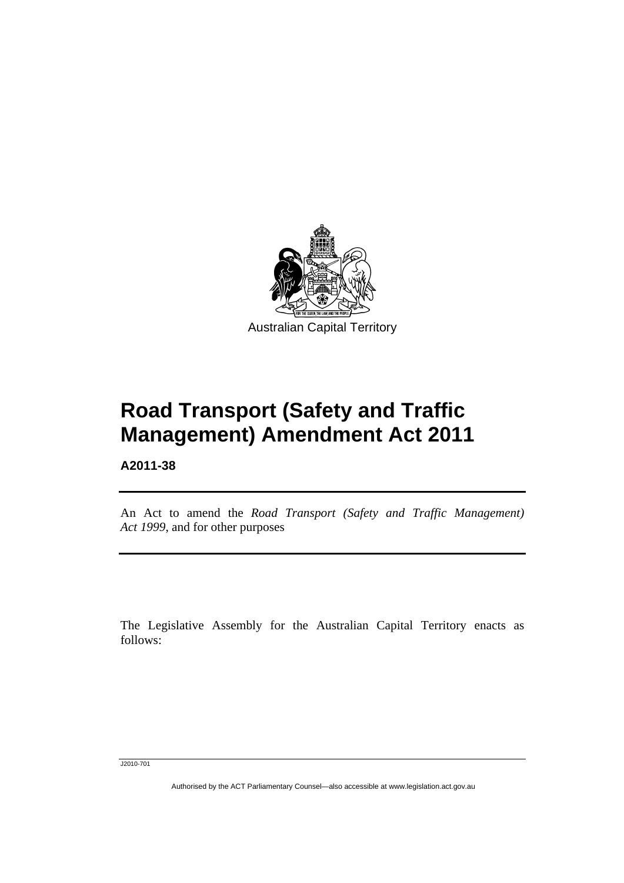Australian Capital Territory

# Road Transport (Safety and Traffic Management) Amendment Act 2011

**A2011-38**

An Act to amend the *Road Transport (Safety and Traffic Management) Act 1999*, and for other purposes

The Legislative Assembly for the Australian Capital Territory enacts as follows: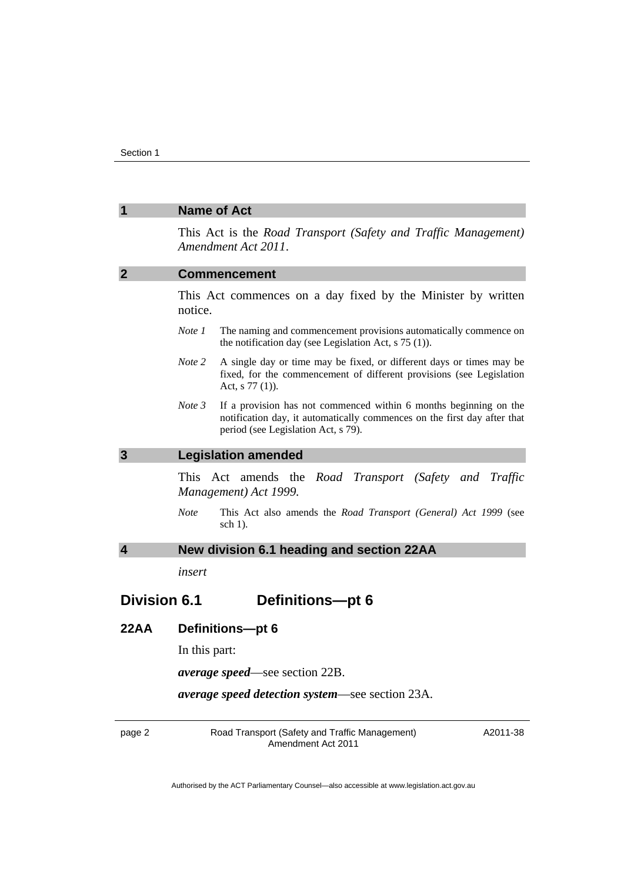## 1 Name of Act

This Act is the *Road Transport (Safety and Traffic Management) Amendment Act 2011*.

## 2 Commencement

This Act commences on a day fixed by the Minister by written notice.

*Note 1* The naming and commencement provisions automatically commence on the notification day (see Legislation Act, s 75 (1)).

*Note 2* A single day or time may be fixed, or different days or times may be fixed, for the commencement of different provisions (see Legislation Act, s 77 (1)).

*Note 3* If a provision has not commenced within 6 months beginning on the notification day, it automatically commences on the first day after that period (see Legislation Act, s 79).

## 3 Legislation amended

This Act amends the *Road Transport (Safety and Traffic Management) Act 1999.*

*Note* This Act also amends the *Road Transport (General) Act 1999* (see sch 1).

## 4 New division 6.1 heading and section 22AA

*insert*

# Division 6.1 Definitions—pt 6

### 22AA Definitions—pt 6

In this part:

***average speed***—see section 22B.

***average speed detection system***—see section 23A.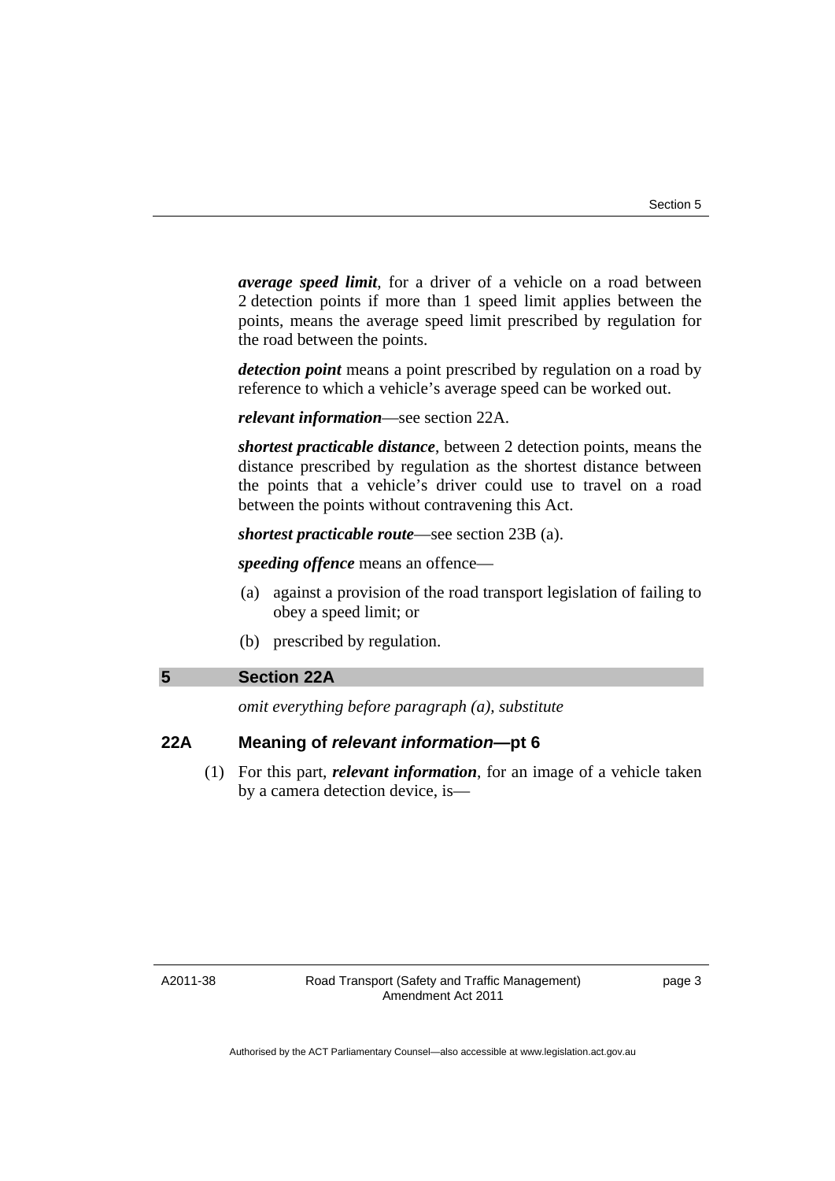***average speed limit***, for a driver of a vehicle on a road between 2 detection points if more than 1 speed limit applies between the points, means the average speed limit prescribed by regulation for the road between the points.

***detection point*** means a point prescribed by regulation on a road by reference to which a vehicle's average speed can be worked out.

***relevant information***—see section 22A.

***shortest practicable distance***, between 2 detection points, means the distance prescribed by regulation as the shortest distance between the points that a vehicle's driver could use to travel on a road between the points without contravening this Act.

***shortest practicable route***—see section 23B (a).

***speeding offence*** means an offence—

(a) against a provision of the road transport legislation of failing to obey a speed limit; or

(b) prescribed by regulation.

## 5 Section 22A

*omit everything before paragraph (a), substitute*

### 22A Meaning of *relevant information*—pt 6

(1) For this part, ***relevant information***, for an image of a vehicle taken by a camera detection device, is—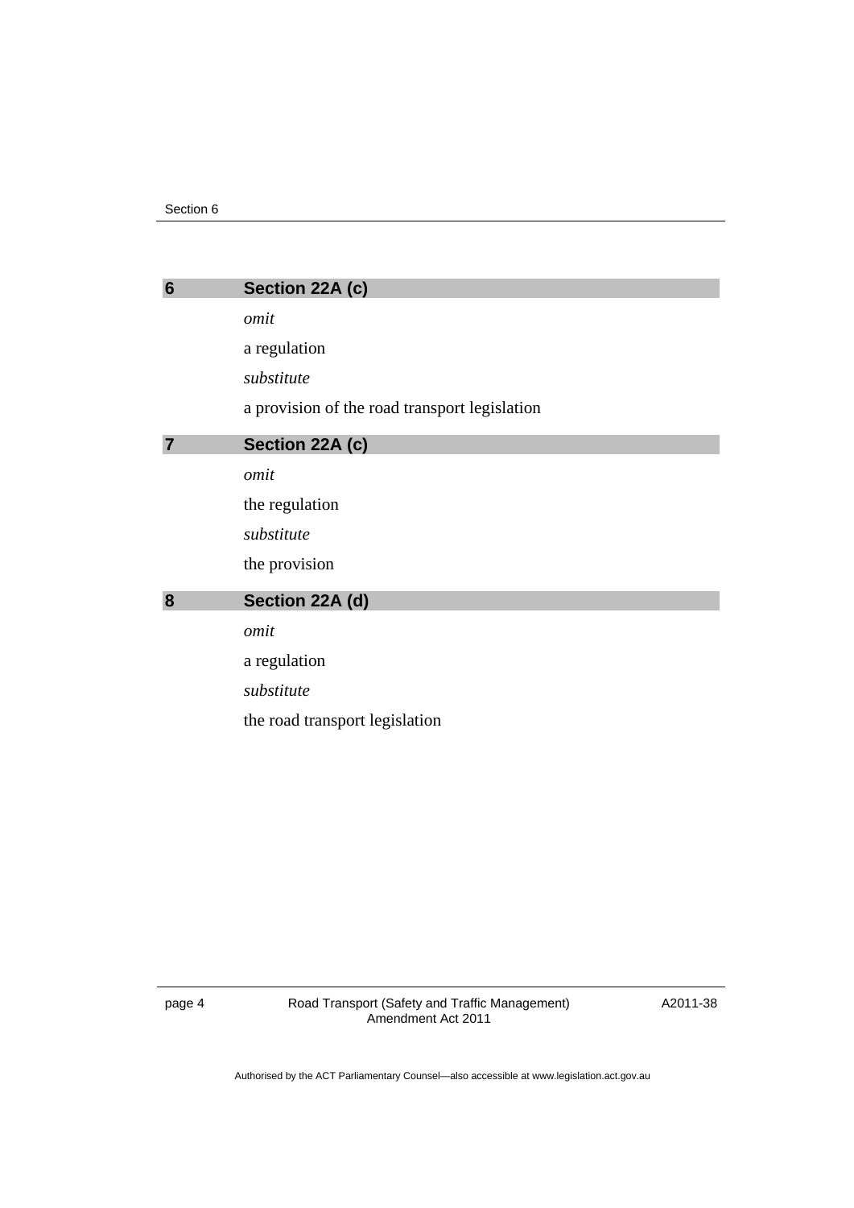## 6 Section 22A (c)

*omit*

a regulation

*substitute*

a provision of the road transport legislation

## 7 Section 22A (c)

*omit*

the regulation

*substitute*

the provision

## 8 Section 22A (d)

*omit*

a regulation

*substitute*

the road transport legislation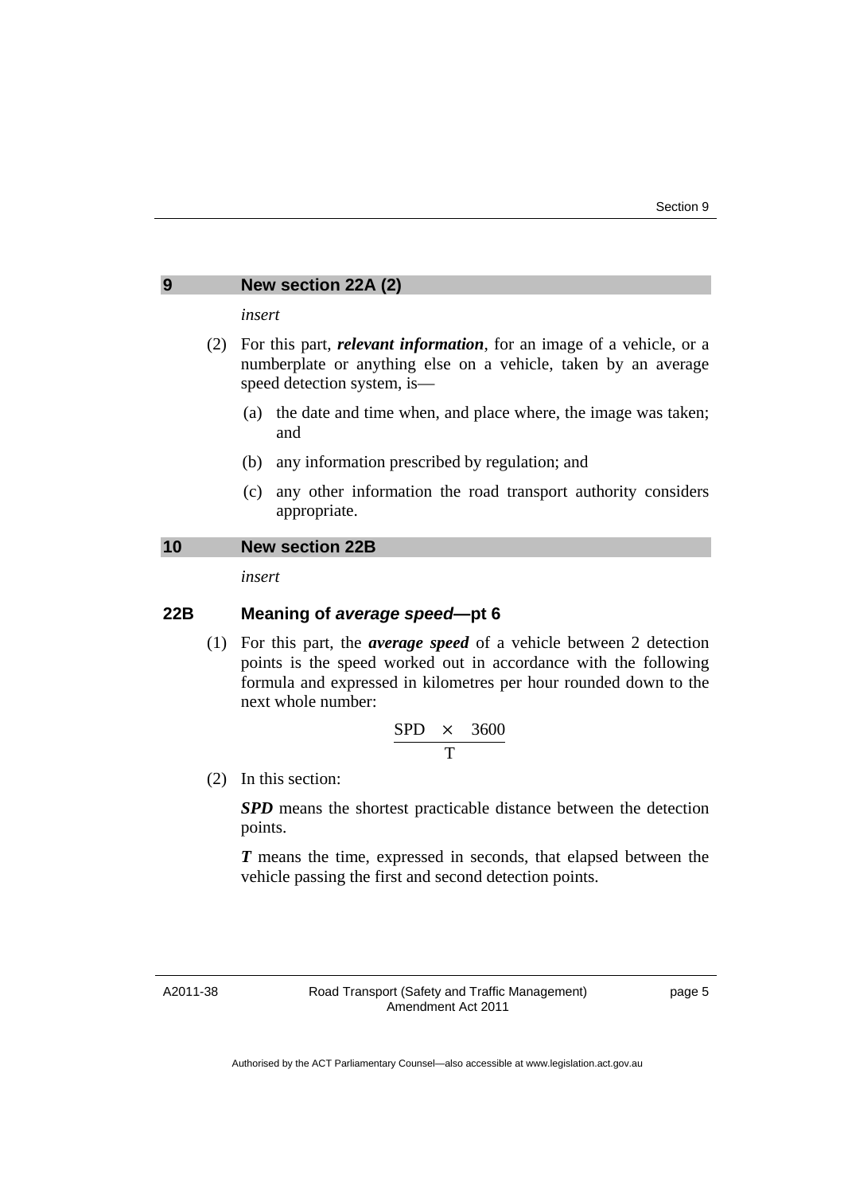## 9 New section 22A (2)

*insert*

(2) For this part, ***relevant information***, for an image of a vehicle, or a numberplate or anything else on a vehicle, taken by an average speed detection system, is—

(a) the date and time when, and place where, the image was taken; and

(b) any information prescribed by regulation; and

(c) any other information the road transport authority considers appropriate.

## 10 New section 22B

*insert*

### 22B Meaning of *average speed*—pt 6

(1) For this part, the ***average speed*** of a vehicle between 2 detection points is the speed worked out in accordance with the following formula and expressed in kilometres per hour rounded down to the next whole number:

$$\frac{SPD \times 3600}{T}$$

(2) In this section:

***SPD*** means the shortest practicable distance between the detection points.

***T*** means the time, expressed in seconds, that elapsed between the vehicle passing the first and second detection points.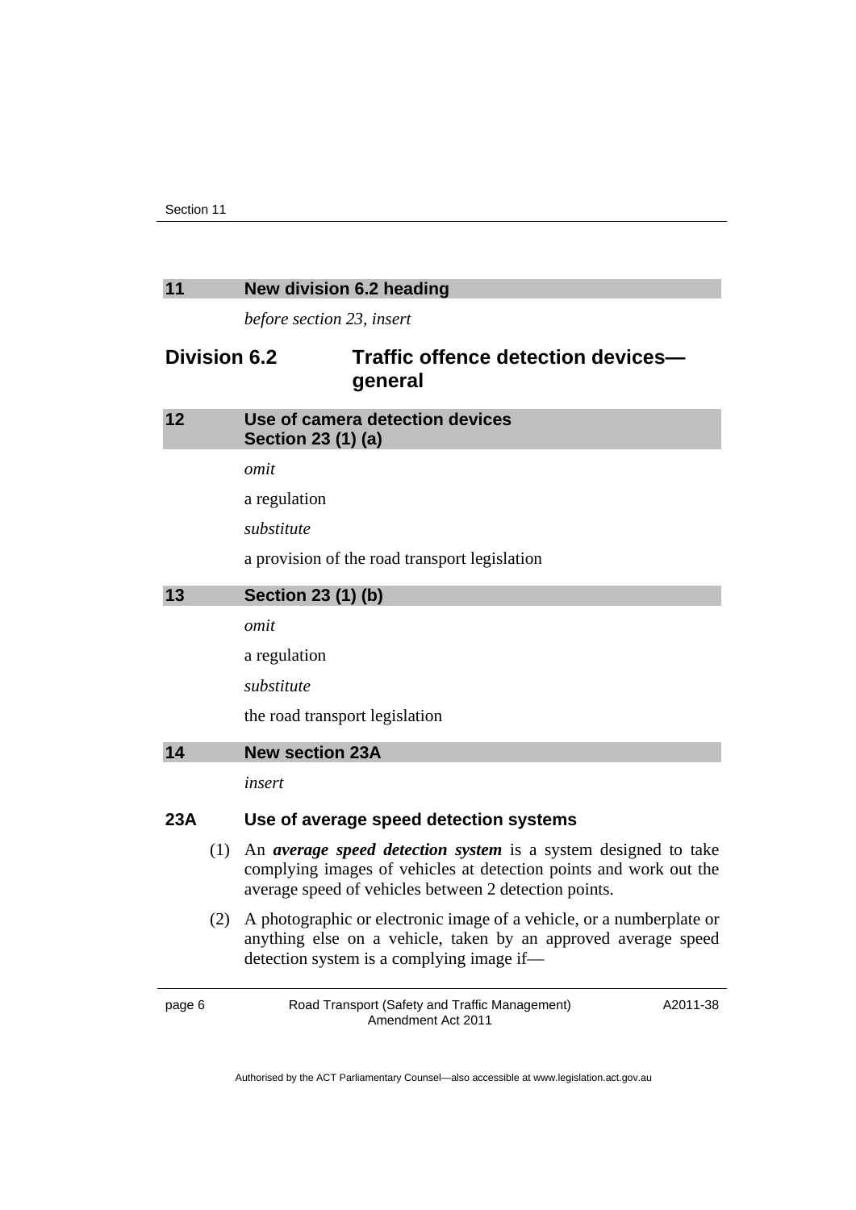## 11 New division 6.2 heading

*before section 23, insert*

## Division 6.2 Traffic offence detection devices—general

## 12 Use of camera detection devices
## Section 23 (1) (a)

*omit*

a regulation

*substitute*

a provision of the road transport legislation

## 13 Section 23 (1) (b)

*omit*

a regulation

*substitute*

the road transport legislation

## 14 New section 23A

*insert*

### 23A Use of average speed detection systems

(1) An ***average speed detection system*** is a system designed to take complying images of vehicles at detection points and work out the average speed of vehicles between 2 detection points.

(2) A photographic or electronic image of a vehicle, or a numberplate or anything else on a vehicle, taken by an approved average speed detection system is a complying image if—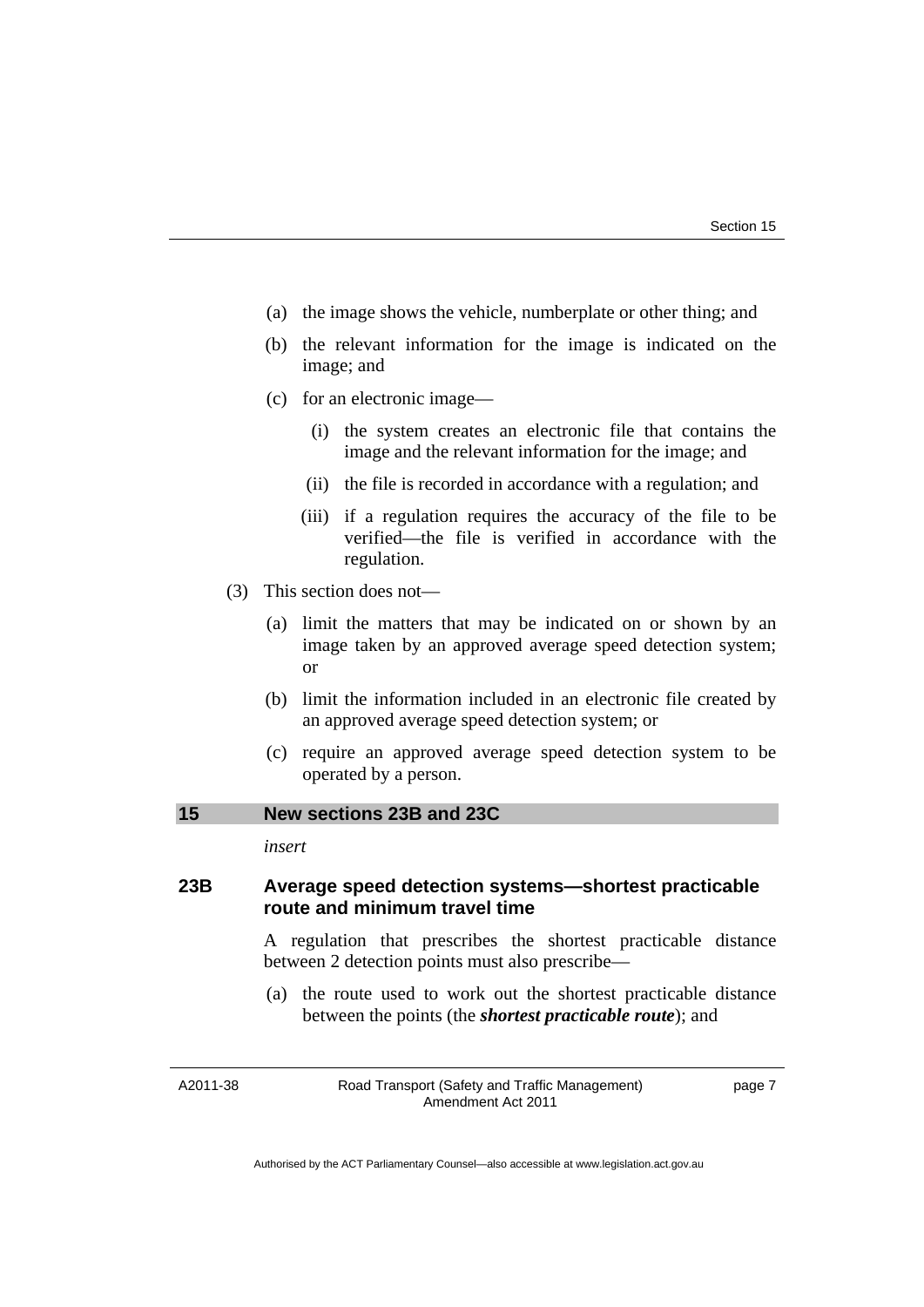(a) the image shows the vehicle, numberplate or other thing; and

(b) the relevant information for the image is indicated on the image; and

(c) for an electronic image—

(i) the system creates an electronic file that contains the image and the relevant information for the image; and

(ii) the file is recorded in accordance with a regulation; and

(iii) if a regulation requires the accuracy of the file to be verified—the file is verified in accordance with the regulation.

(3) This section does not—

(a) limit the matters that may be indicated on or shown by an image taken by an approved average speed detection system; or

(b) limit the information included in an electronic file created by an approved average speed detection system; or

(c) require an approved average speed detection system to be operated by a person.

## 15 New sections 23B and 23C

*insert*

### 23B Average speed detection systems—shortest practicable route and minimum travel time

A regulation that prescribes the shortest practicable distance between 2 detection points must also prescribe—

(a) the route used to work out the shortest practicable distance between the points (the ***shortest practicable route***); and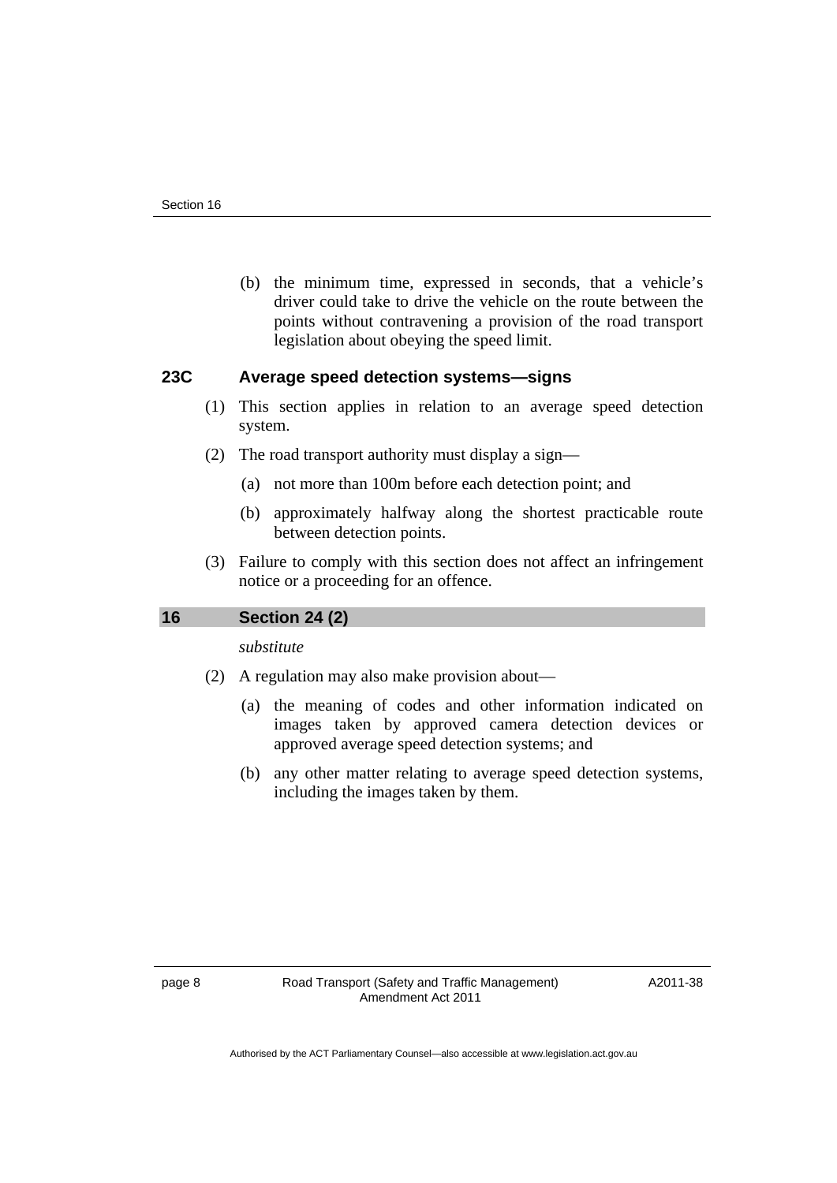(b) the minimum time, expressed in seconds, that a vehicle's driver could take to drive the vehicle on the route between the points without contravening a provision of the road transport legislation about obeying the speed limit.

### 23C Average speed detection systems—signs

(1) This section applies in relation to an average speed detection system.

(2) The road transport authority must display a sign—

(a) not more than 100m before each detection point; and

(b) approximately halfway along the shortest practicable route between detection points.

(3) Failure to comply with this section does not affect an infringement notice or a proceeding for an offence.

## 16 Section 24 (2)

*substitute*

(2) A regulation may also make provision about—

(a) the meaning of codes and other information indicated on images taken by approved camera detection devices or approved average speed detection systems; and

(b) any other matter relating to average speed detection systems, including the images taken by them.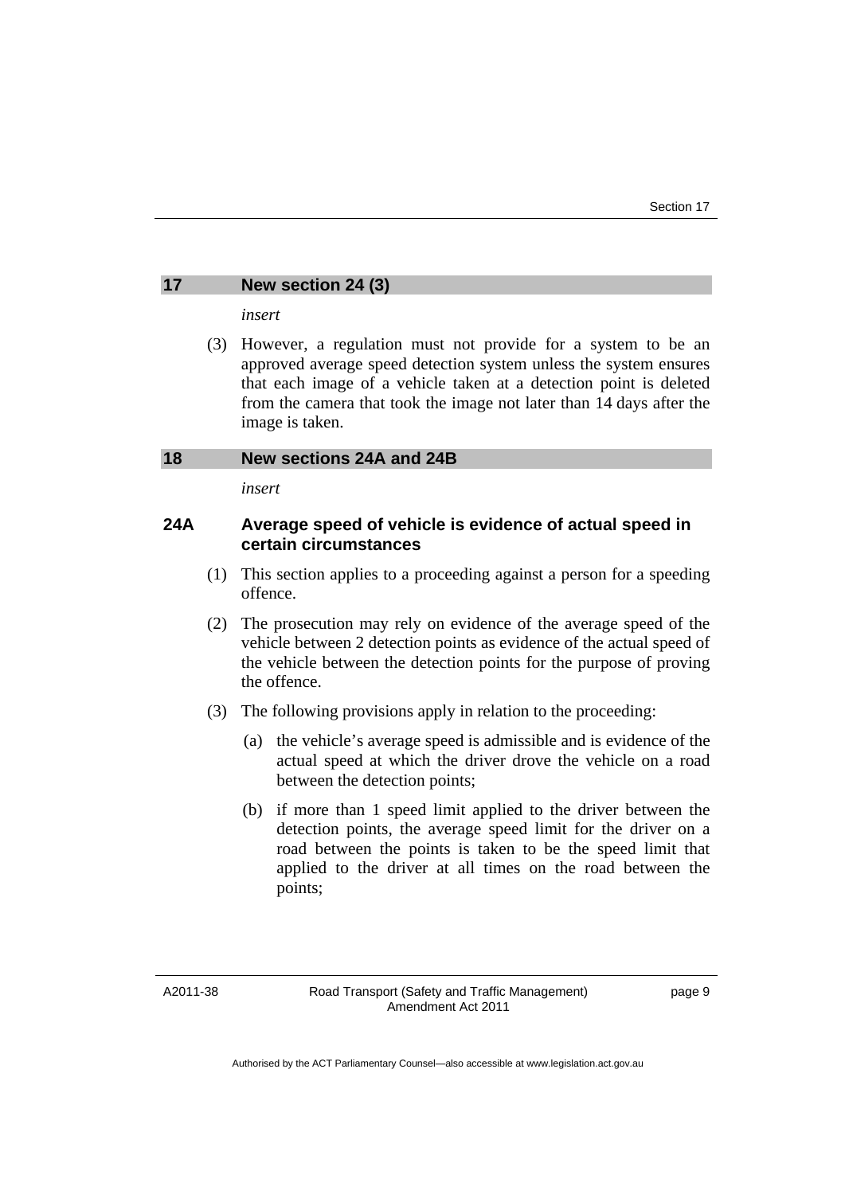## 17 New section 24 (3)

*insert*

(3) However, a regulation must not provide for a system to be an approved average speed detection system unless the system ensures that each image of a vehicle taken at a detection point is deleted from the camera that took the image not later than 14 days after the image is taken.

## 18 New sections 24A and 24B

*insert*

### 24A Average speed of vehicle is evidence of actual speed in certain circumstances

(1) This section applies to a proceeding against a person for a speeding offence.

(2) The prosecution may rely on evidence of the average speed of the vehicle between 2 detection points as evidence of the actual speed of the vehicle between the detection points for the purpose of proving the offence.

(3) The following provisions apply in relation to the proceeding:

(a) the vehicle's average speed is admissible and is evidence of the actual speed at which the driver drove the vehicle on a road between the detection points;

(b) if more than 1 speed limit applied to the driver between the detection points, the average speed limit for the driver on a road between the points is taken to be the speed limit that applied to the driver at all times on the road between the points;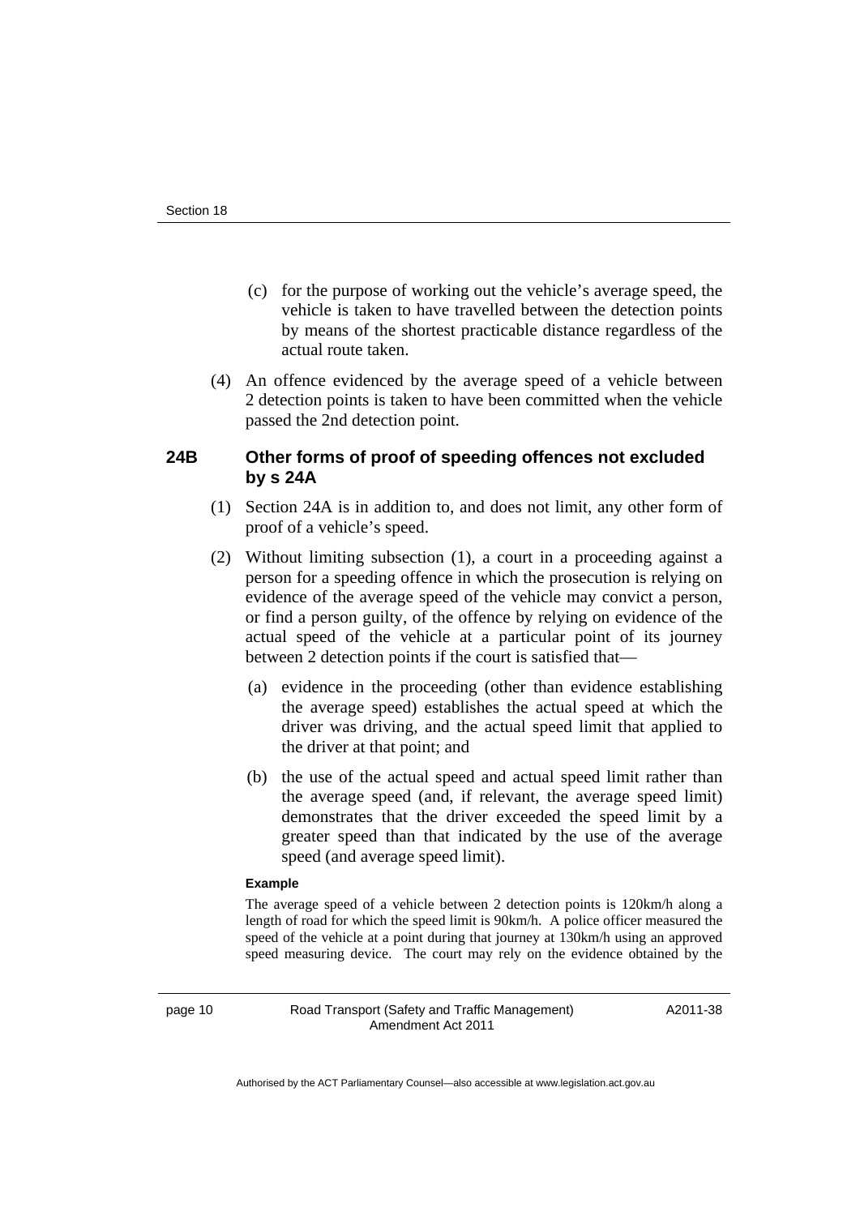(c) for the purpose of working out the vehicle's average speed, the vehicle is taken to have travelled between the detection points by means of the shortest practicable distance regardless of the actual route taken.

(4) An offence evidenced by the average speed of a vehicle between 2 detection points is taken to have been committed when the vehicle passed the 2nd detection point.

### 24B Other forms of proof of speeding offences not excluded by s 24A

(1) Section 24A is in addition to, and does not limit, any other form of proof of a vehicle's speed.

(2) Without limiting subsection (1), a court in a proceeding against a person for a speeding offence in which the prosecution is relying on evidence of the average speed of the vehicle may convict a person, or find a person guilty, of the offence by relying on evidence of the actual speed of the vehicle at a particular point of its journey between 2 detection points if the court is satisfied that—

(a) evidence in the proceeding (other than evidence establishing the average speed) establishes the actual speed at which the driver was driving, and the actual speed limit that applied to the driver at that point; and

(b) the use of the actual speed and actual speed limit rather than the average speed (and, if relevant, the average speed limit) demonstrates that the driver exceeded the speed limit by a greater speed than that indicated by the use of the average speed (and average speed limit).

**Example**

The average speed of a vehicle between 2 detection points is 120km/h along a length of road for which the speed limit is 90km/h. A police officer measured the speed of the vehicle at a point during that journey at 130km/h using an approved speed measuring device. The court may rely on the evidence obtained by the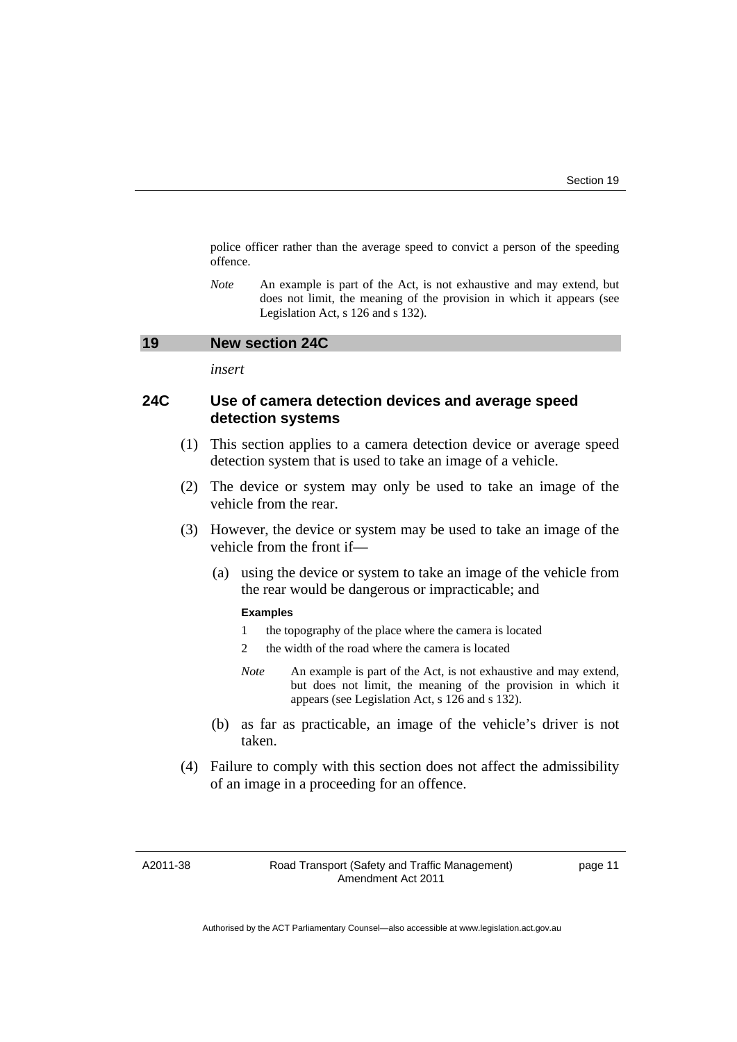police officer rather than the average speed to convict a person of the speeding offence.

*Note* An example is part of the Act, is not exhaustive and may extend, but does not limit, the meaning of the provision in which it appears (see Legislation Act, s 126 and s 132).

## 19 New section 24C

*insert*

### 24C Use of camera detection devices and average speed detection systems

(1) This section applies to a camera detection device or average speed detection system that is used to take an image of a vehicle.

(2) The device or system may only be used to take an image of the vehicle from the rear.

(3) However, the device or system may be used to take an image of the vehicle from the front if—

(a) using the device or system to take an image of the vehicle from the rear would be dangerous or impracticable; and

**Examples**

1 the topography of the place where the camera is located

2 the width of the road where the camera is located

*Note* An example is part of the Act, is not exhaustive and may extend, but does not limit, the meaning of the provision in which it appears (see Legislation Act, s 126 and s 132).

(b) as far as practicable, an image of the vehicle's driver is not taken.

(4) Failure to comply with this section does not affect the admissibility of an image in a proceeding for an offence.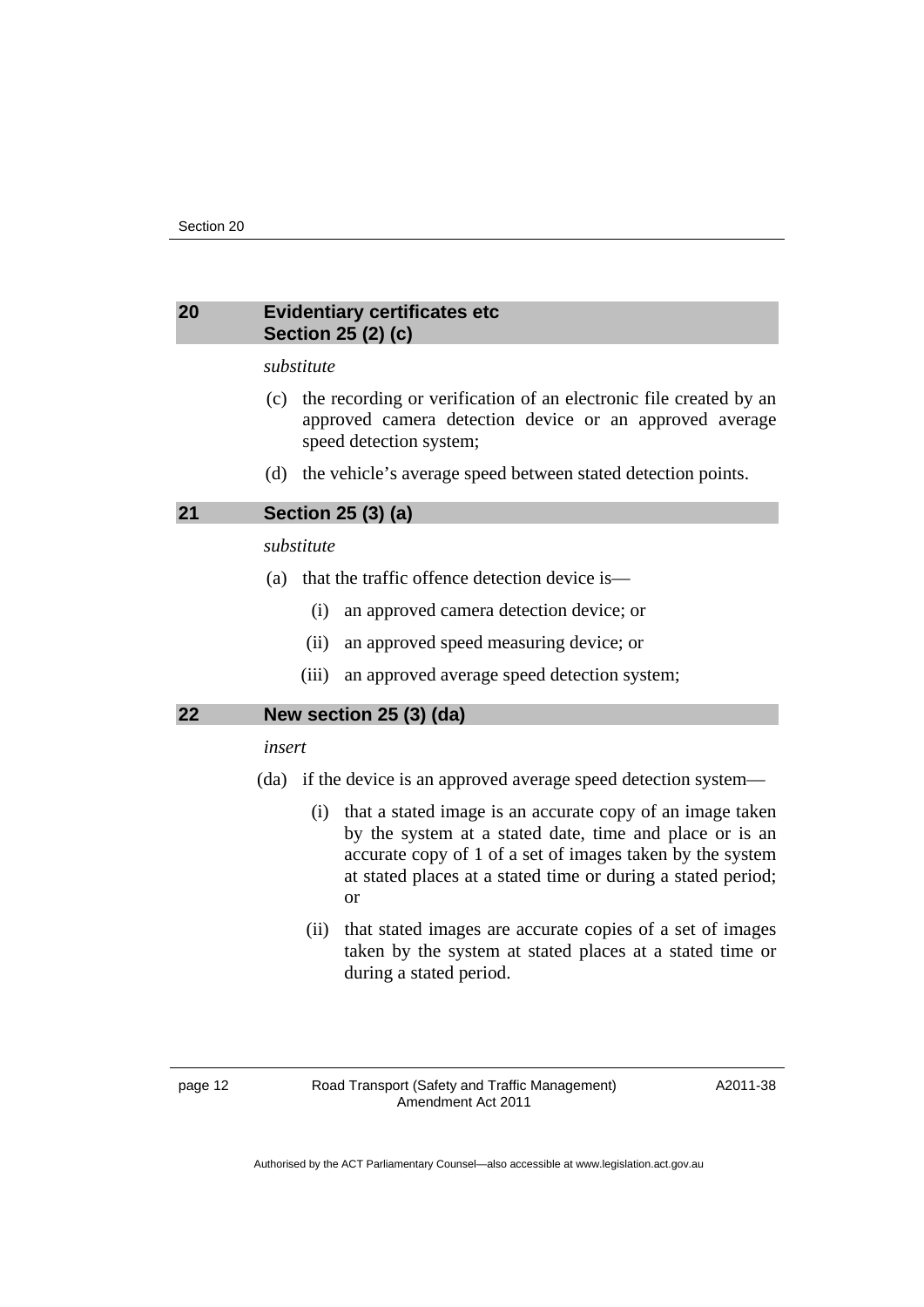## 20 Evidentiary certificates etc Section 25 (2) (c)

*substitute*

(c) the recording or verification of an electronic file created by an approved camera detection device or an approved average speed detection system;

(d) the vehicle's average speed between stated detection points.

## 21 Section 25 (3) (a)

*substitute*

(a) that the traffic offence detection device is—

(i) an approved camera detection device; or

(ii) an approved speed measuring device; or

(iii) an approved average speed detection system;

## 22 New section 25 (3) (da)

*insert*

(da) if the device is an approved average speed detection system—

(i) that a stated image is an accurate copy of an image taken by the system at a stated date, time and place or is an accurate copy of 1 of a set of images taken by the system at stated places at a stated time or during a stated period; or

(ii) that stated images are accurate copies of a set of images taken by the system at stated places at a stated time or during a stated period.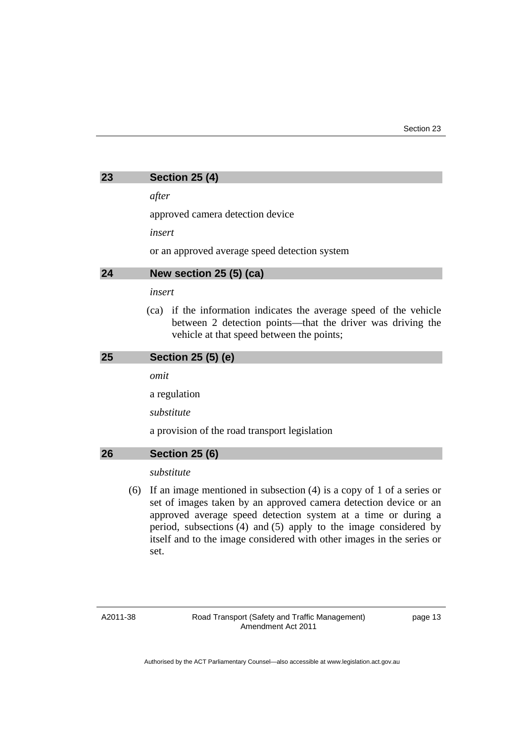## 23 Section 25 (4)

*after*

approved camera detection device

*insert*

or an approved average speed detection system

## 24 New section 25 (5) (ca)

*insert*

(ca) if the information indicates the average speed of the vehicle between 2 detection points—that the driver was driving the vehicle at that speed between the points;

## 25 Section 25 (5) (e)

*omit*

a regulation

*substitute*

a provision of the road transport legislation

## 26 Section 25 (6)

*substitute*

(6) If an image mentioned in subsection (4) is a copy of 1 of a series or set of images taken by an approved camera detection device or an approved average speed detection system at a time or during a period, subsections (4) and (5) apply to the image considered by itself and to the image considered with other images in the series or set.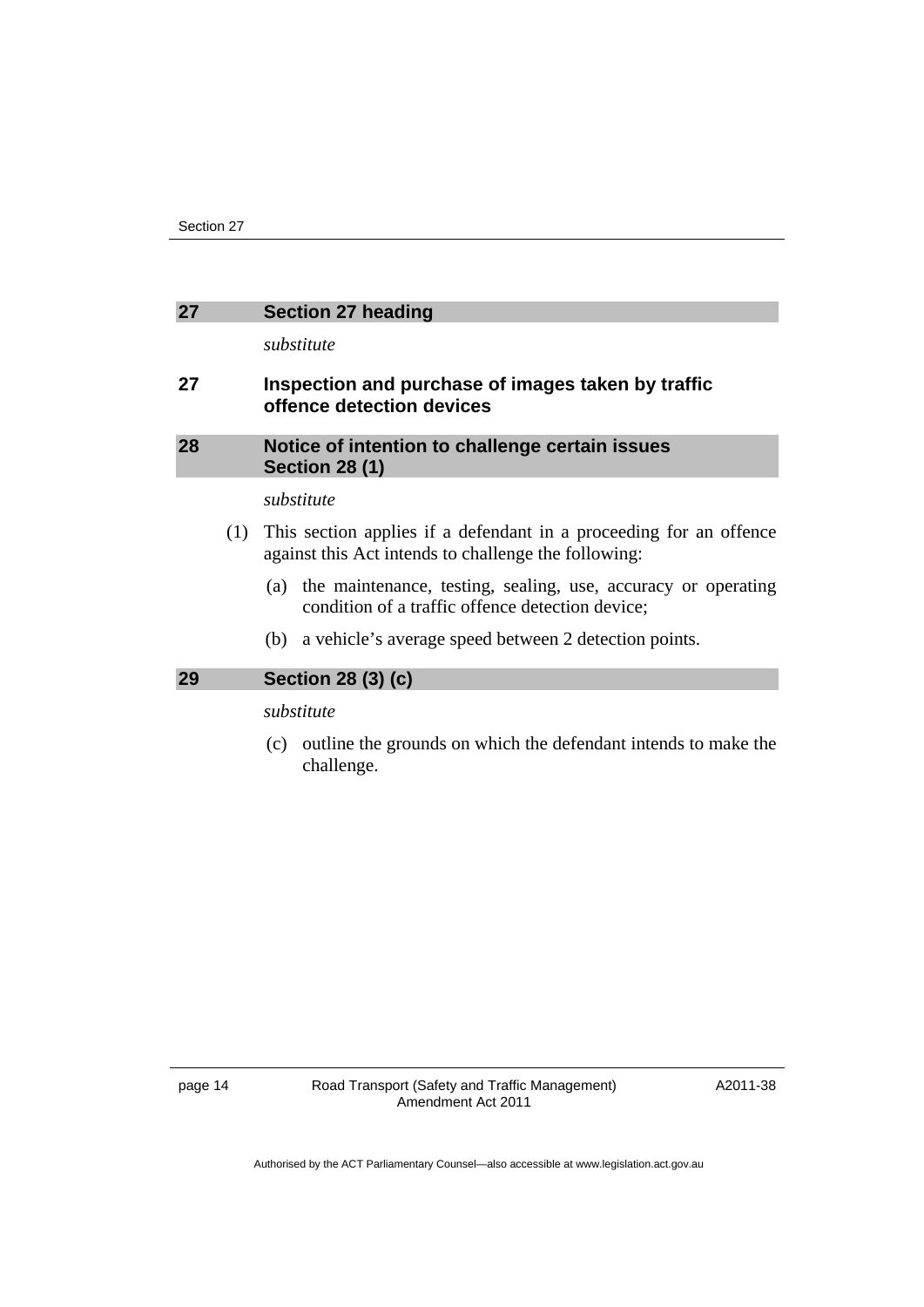## 27 Section 27 heading

*substitute*

### 27 Inspection and purchase of images taken by traffic offence detection devices

## 28 Notice of intention to challenge certain issues Section 28 (1)

*substitute*

(1) This section applies if a defendant in a proceeding for an offence against this Act intends to challenge the following:

(a) the maintenance, testing, sealing, use, accuracy or operating condition of a traffic offence detection device;

(b) a vehicle's average speed between 2 detection points.

## 29 Section 28 (3) (c)

*substitute*

(c) outline the grounds on which the defendant intends to make the challenge.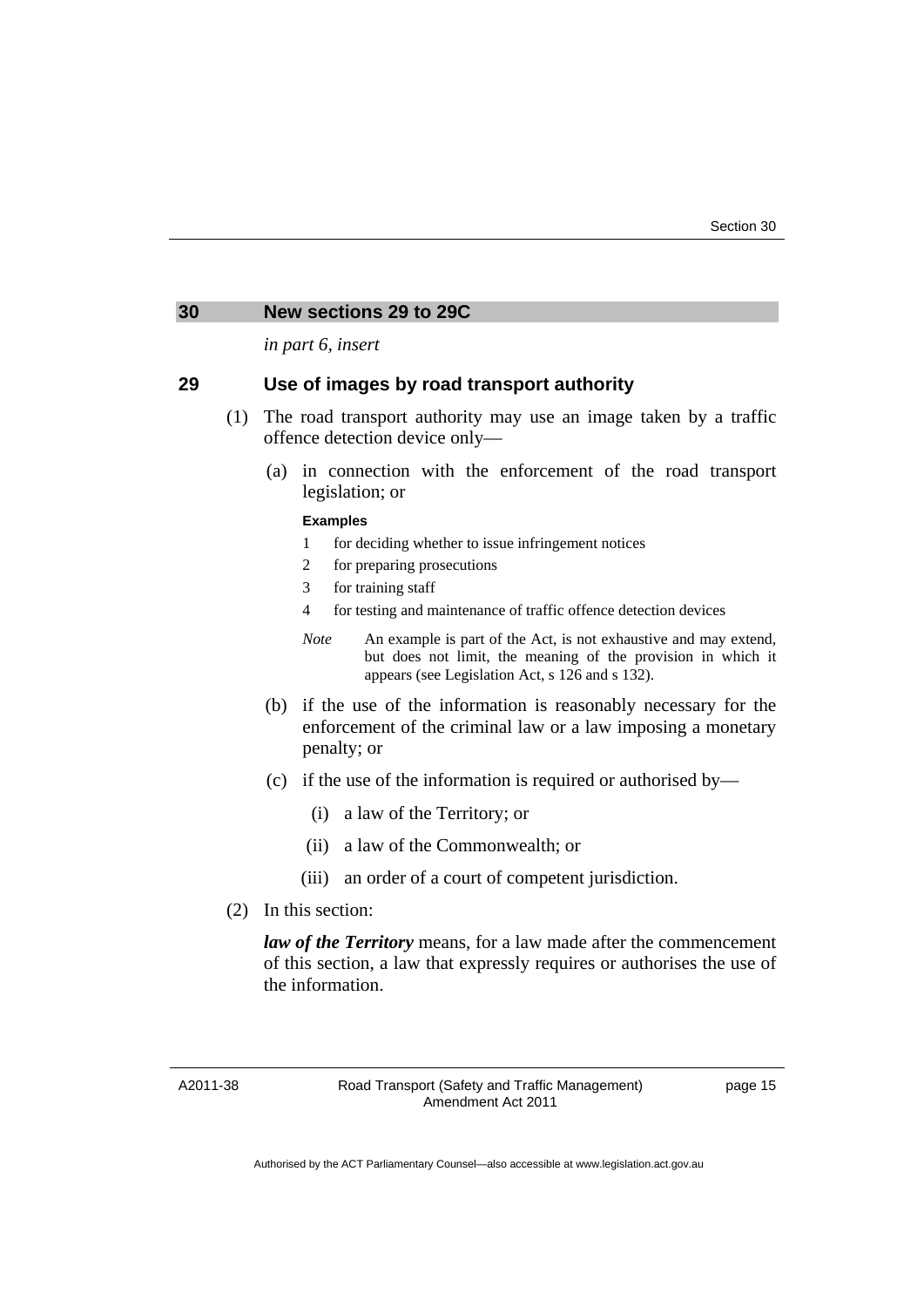## 30 New sections 29 to 29C

*in part 6, insert*

## 29 Use of images by road transport authority

(1) The road transport authority may use an image taken by a traffic offence detection device only—

(a) in connection with the enforcement of the road transport legislation; or

**Examples**

1 for deciding whether to issue infringement notices

2 for preparing prosecutions

3 for training staff

4 for testing and maintenance of traffic offence detection devices

*Note* An example is part of the Act, is not exhaustive and may extend, but does not limit, the meaning of the provision in which it appears (see Legislation Act, s 126 and s 132).

(b) if the use of the information is reasonably necessary for the enforcement of the criminal law or a law imposing a monetary penalty; or

(c) if the use of the information is required or authorised by—

(i) a law of the Territory; or

(ii) a law of the Commonwealth; or

(iii) an order of a court of competent jurisdiction.

(2) In this section:

***law of the Territory*** means, for a law made after the commencement of this section, a law that expressly requires or authorises the use of the information.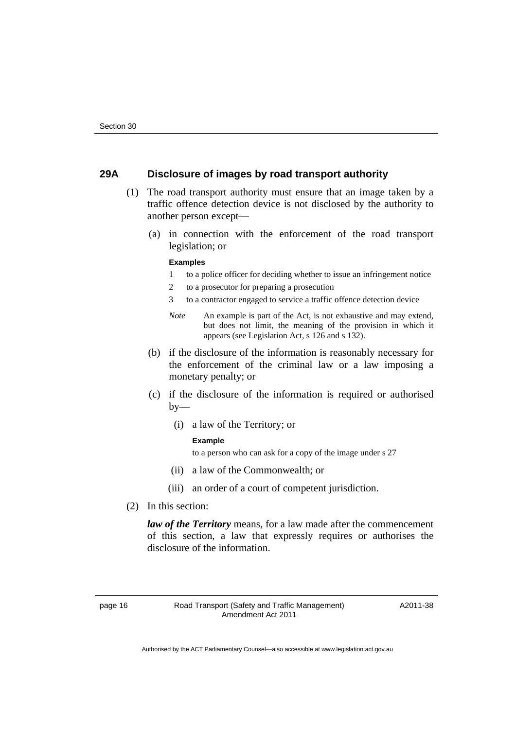## 29A Disclosure of images by road transport authority

(1) The road transport authority must ensure that an image taken by a traffic offence detection device is not disclosed by the authority to another person except—

(a) in connection with the enforcement of the road transport legislation; or

**Examples**

1 to a police officer for deciding whether to issue an infringement notice

2 to a prosecutor for preparing a prosecution

3 to a contractor engaged to service a traffic offence detection device

*Note* An example is part of the Act, is not exhaustive and may extend, but does not limit, the meaning of the provision in which it appears (see Legislation Act, s 126 and s 132).

(b) if the disclosure of the information is reasonably necessary for the enforcement of the criminal law or a law imposing a monetary penalty; or

(c) if the disclosure of the information is required or authorised by—

(i) a law of the Territory; or

**Example**

to a person who can ask for a copy of the image under s 27

(ii) a law of the Commonwealth; or

(iii) an order of a court of competent jurisdiction.

(2) In this section:

***law of the Territory*** means, for a law made after the commencement of this section, a law that expressly requires or authorises the disclosure of the information.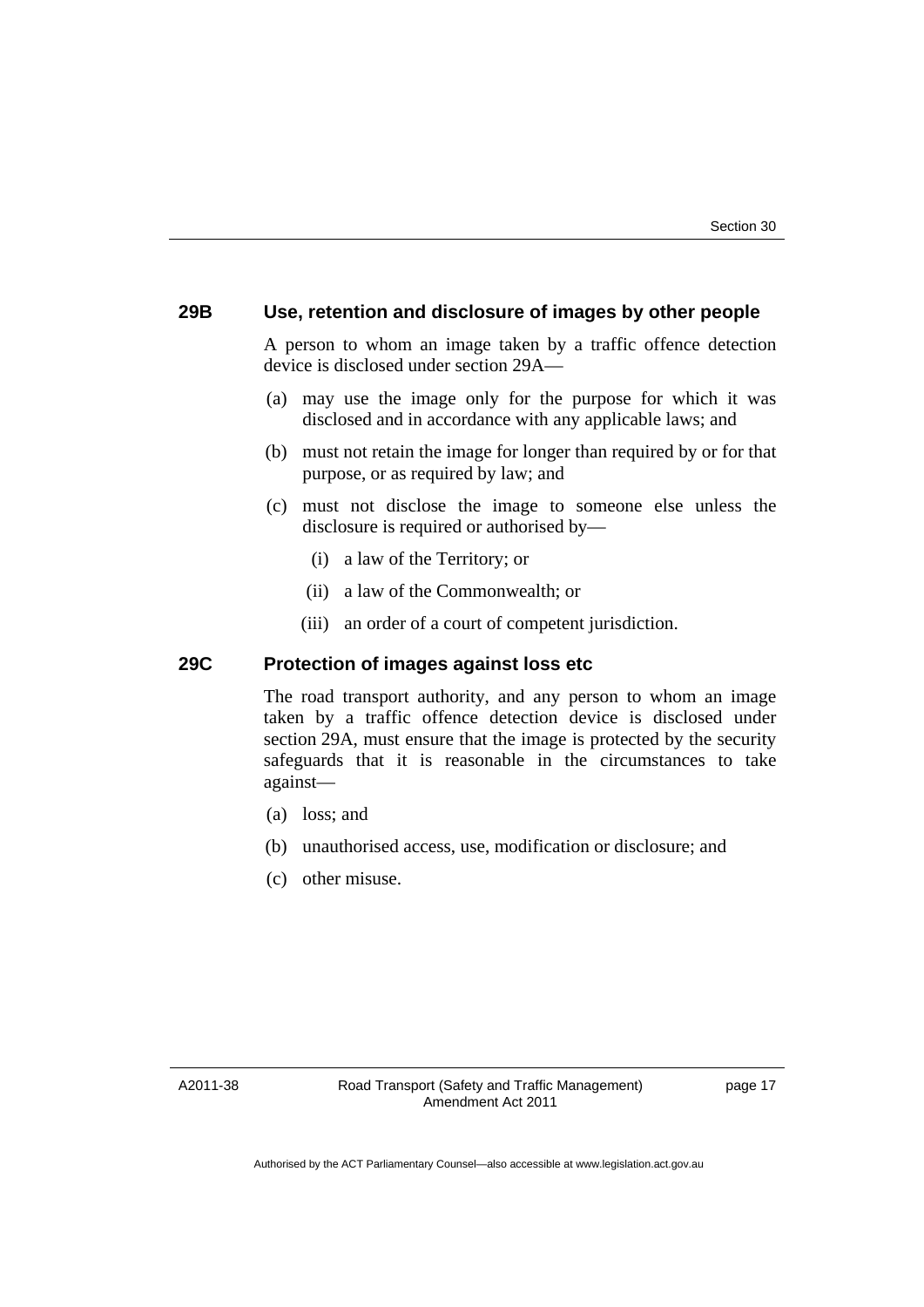### 29B Use, retention and disclosure of images by other people

A person to whom an image taken by a traffic offence detection device is disclosed under section 29A—

(a) may use the image only for the purpose for which it was disclosed and in accordance with any applicable laws; and

(b) must not retain the image for longer than required by or for that purpose, or as required by law; and

(c) must not disclose the image to someone else unless the disclosure is required or authorised by—

 (i) a law of the Territory; or

 (ii) a law of the Commonwealth; or

 (iii) an order of a court of competent jurisdiction.

### 29C Protection of images against loss etc

The road transport authority, and any person to whom an image taken by a traffic offence detection device is disclosed under section 29A, must ensure that the image is protected by the security safeguards that it is reasonable in the circumstances to take against—

(a) loss; and

(b) unauthorised access, use, modification or disclosure; and

(c) other misuse.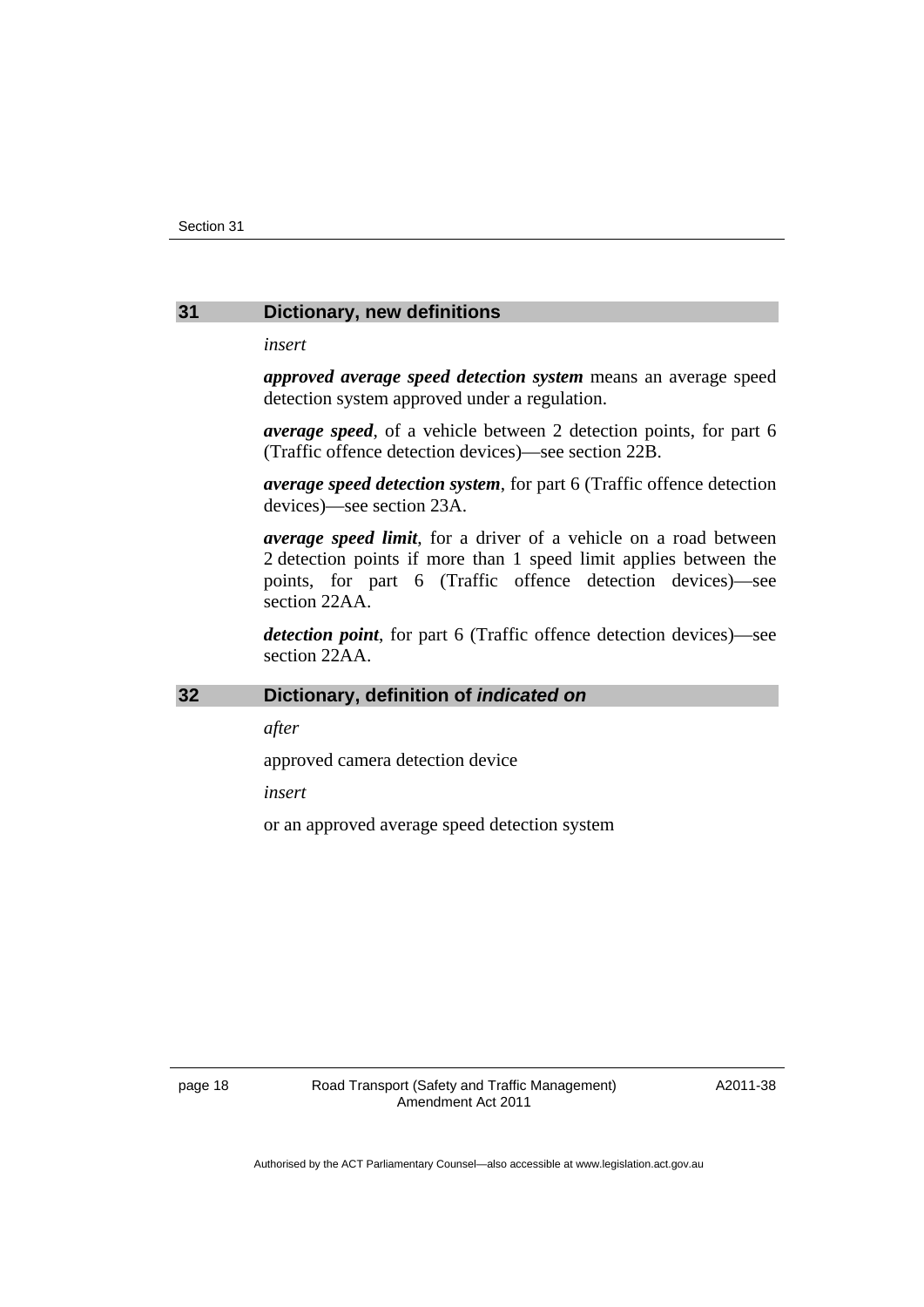## 31 Dictionary, new definitions

*insert*

***approved average speed detection system*** means an average speed detection system approved under a regulation.

***average speed***, of a vehicle between 2 detection points, for part 6 (Traffic offence detection devices)—see section 22B.

***average speed detection system***, for part 6 (Traffic offence detection devices)—see section 23A.

***average speed limit***, for a driver of a vehicle on a road between 2 detection points if more than 1 speed limit applies between the points, for part 6 (Traffic offence detection devices)—see section 22AA.

***detection point***, for part 6 (Traffic offence detection devices)—see section 22AA.

## 32 Dictionary, definition of *indicated on*

*after*

approved camera detection device

*insert*

or an approved average speed detection system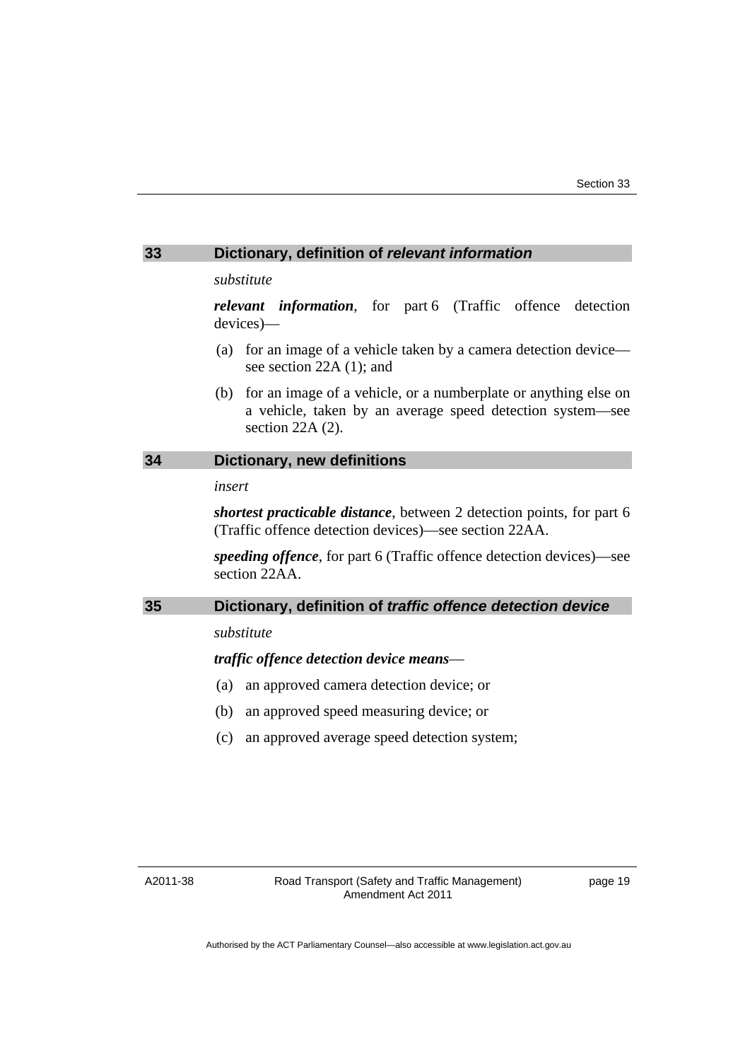## 33 Dictionary, definition of *relevant information*

*substitute*

***relevant information***, for part 6 (Traffic offence detection devices)—

(a) for an image of a vehicle taken by a camera detection device—see section 22A (1); and

(b) for an image of a vehicle, or a numberplate or anything else on a vehicle, taken by an average speed detection system—see section 22A (2).

## 34 Dictionary, new definitions

*insert*

***shortest practicable distance***, between 2 detection points, for part 6 (Traffic offence detection devices)—see section 22AA.

***speeding offence***, for part 6 (Traffic offence detection devices)—see section 22AA.

## 35 Dictionary, definition of *traffic offence detection device*

*substitute*

***traffic offence detection device means***—

(a) an approved camera detection device; or

(b) an approved speed measuring device; or

(c) an approved average speed detection system;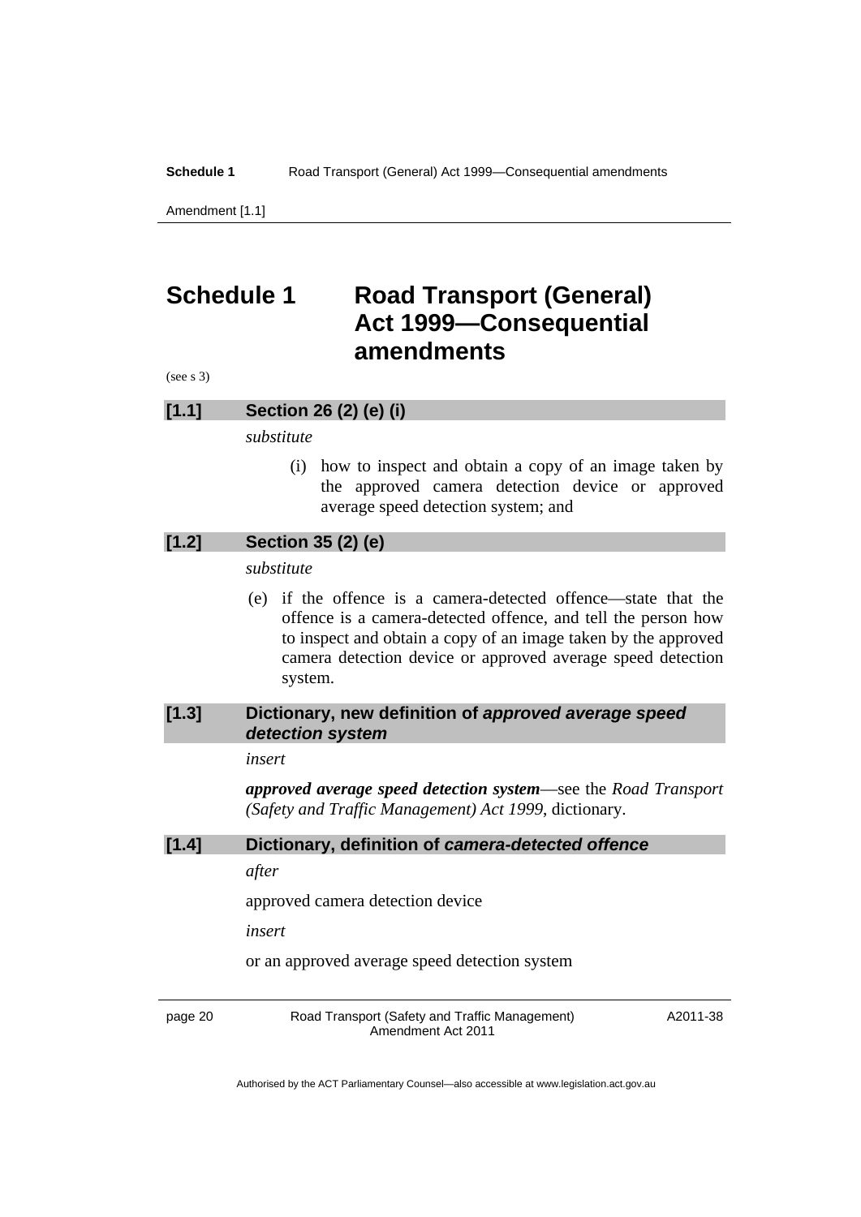# Schedule 1 Road Transport (General) Act 1999—Consequential amendments

(see s 3)

### [1.1] Section 26 (2) (e) (i)

*substitute*

(i) how to inspect and obtain a copy of an image taken by the approved camera detection device or approved average speed detection system; and

### [1.2] Section 35 (2) (e)

*substitute*

(e) if the offence is a camera-detected offence—state that the offence is a camera-detected offence, and tell the person how to inspect and obtain a copy of an image taken by the approved camera detection device or approved average speed detection system.

### [1.3] Dictionary, new definition of *approved average speed detection system*

*insert*

***approved average speed detection system***—see the *Road Transport (Safety and Traffic Management) Act 1999*, dictionary.

### [1.4] Dictionary, definition of *camera-detected offence*

*after*

approved camera detection device

*insert*

or an approved average speed detection system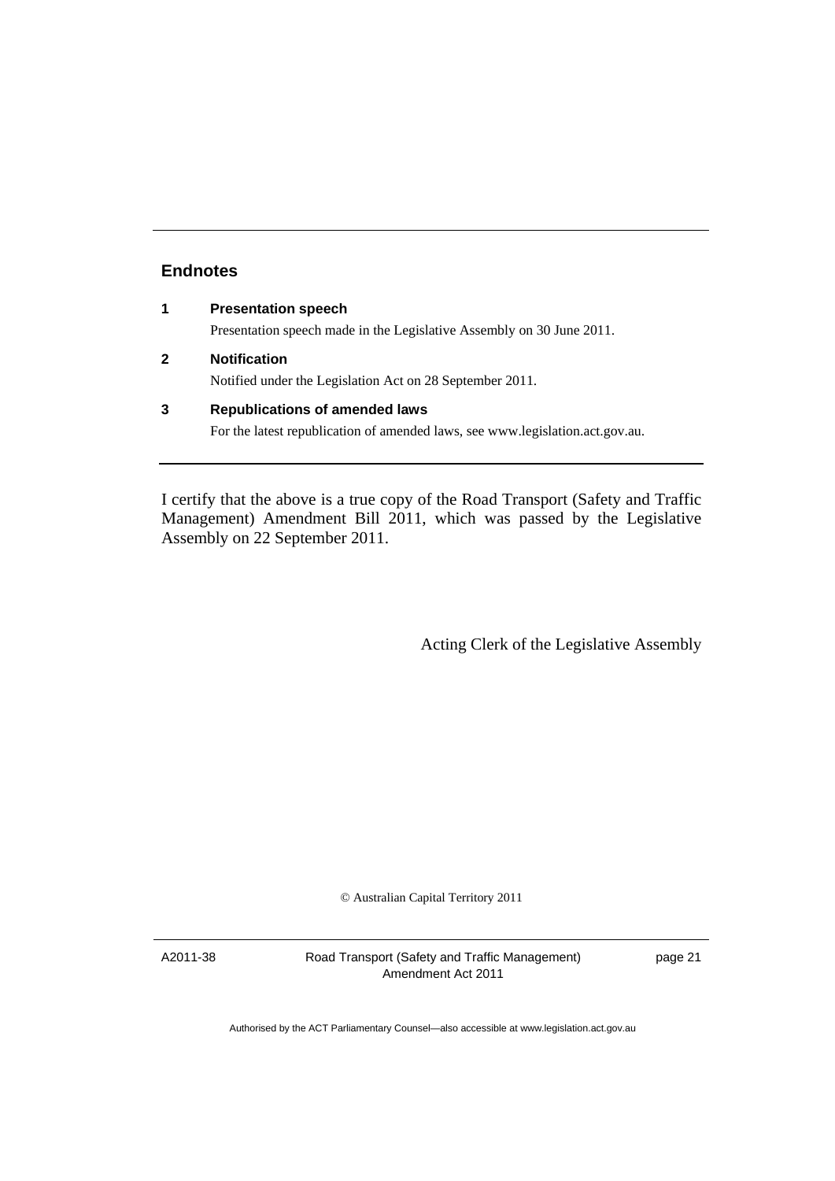## Endnotes

**1 Presentation speech**

Presentation speech made in the Legislative Assembly on 30 June 2011.

**2 Notification**

Notified under the Legislation Act on 28 September 2011.

**3 Republications of amended laws**

For the latest republication of amended laws, see www.legislation.act.gov.au.

I certify that the above is a true copy of the Road Transport (Safety and Traffic Management) Amendment Bill 2011, which was passed by the Legislative Assembly on 22 September 2011.

Acting Clerk of the Legislative Assembly

© Australian Capital Territory 2011